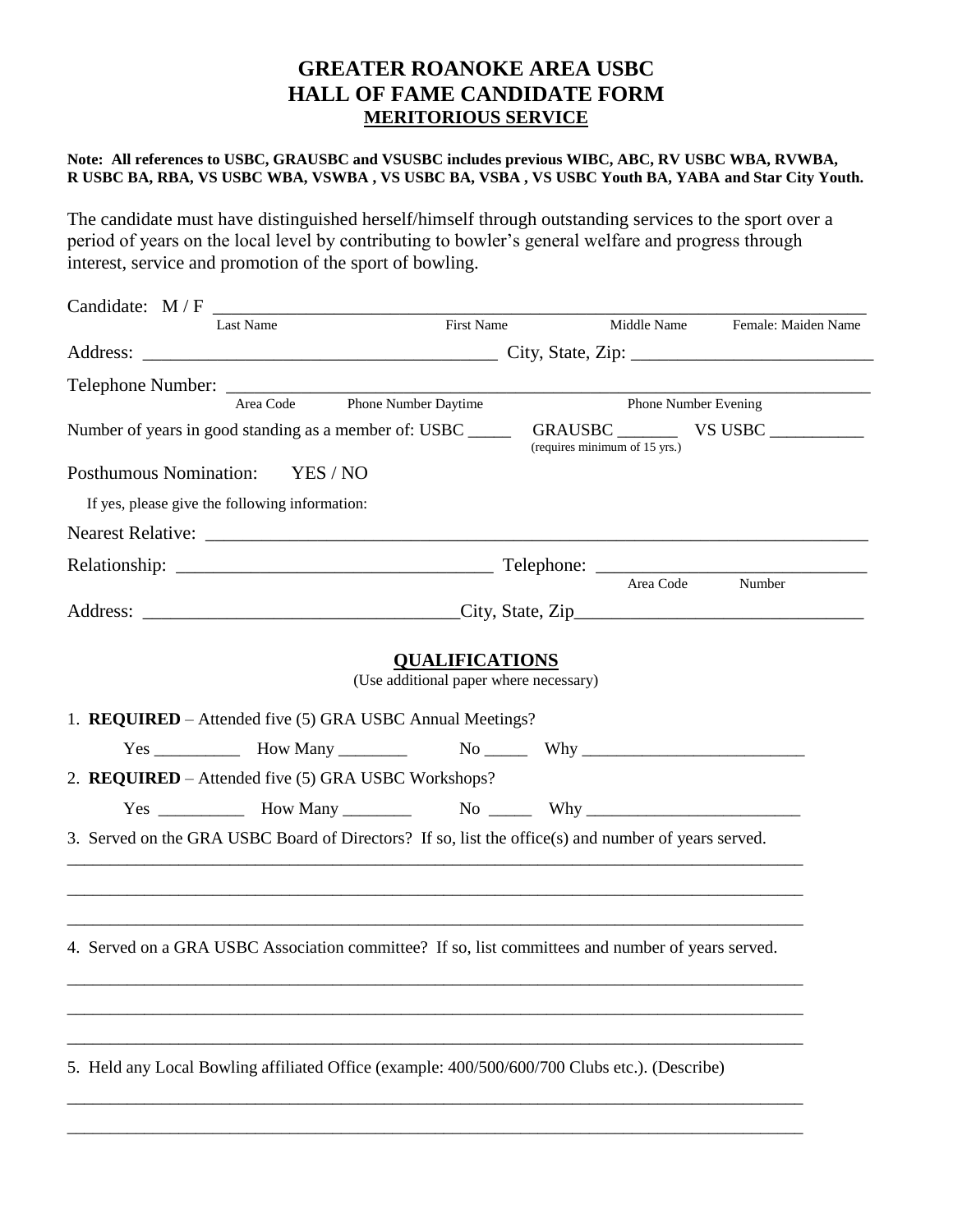# GREATER ROANOKE AREA USBC
# HALL OF FAME CANDIDATE FORM
## MERITORIOUS SERVICE

**Note: All references to USBC, GRAUSBC and VSUSBC includes previous WIBC, ABC, RV USBC WBA, RVWBA, R USBC BA, RBA, VS USBC WBA, VSWBA , VS USBC BA, VSBA , VS USBC Youth BA, YABA and Star City Youth.**

The candidate must have distinguished herself/himself through outstanding services to the sport over a period of years on the local level by contributing to bowler's general welfare and progress through interest, service and promotion of the sport of bowling.

Candidate: M / F ______________________________________________________________
Last Name | First Name | Middle Name | Female: Maiden Name

Address: ______________________________________ City, State, Zip: __________________________

Telephone Number: ______________________________________________________________
Area Code | Phone Number Daytime | Phone Number Evening

Number of years in good standing as a member of: USBC _____ GRAUSBC _______ VS USBC ___________
(requires minimum of 15 yrs.)

Posthumous Nomination: YES / NO

If yes, please give the following information:

Nearest Relative: ______________________________________________________________

Relationship: _________________________________ Telephone: ____________________________
Area Code | Number

Address: _________________________________City, State, Zip______________________________

## QUALIFICATIONS

(Use additional paper where necessary)

1. **REQUIRED** – Attended five (5) GRA USBC Annual Meetings?

   Yes __________ How Many ________ No _____ Why _________________________

2. **REQUIRED** – Attended five (5) GRA USBC Workshops?

   Yes __________ How Many ________ No _____ Why _________________________

3. Served on the GRA USBC Board of Directors? If so, list the office(s) and number of years served.

_____________________________________________________________________________________

_____________________________________________________________________________________

_____________________________________________________________________________________

4. Served on a GRA USBC Association committee? If so, list committees and number of years served.

_____________________________________________________________________________________

_____________________________________________________________________________________

_____________________________________________________________________________________

5. Held any Local Bowling affiliated Office (example: 400/500/600/700 Clubs etc.). (Describe)

_____________________________________________________________________________________

_____________________________________________________________________________________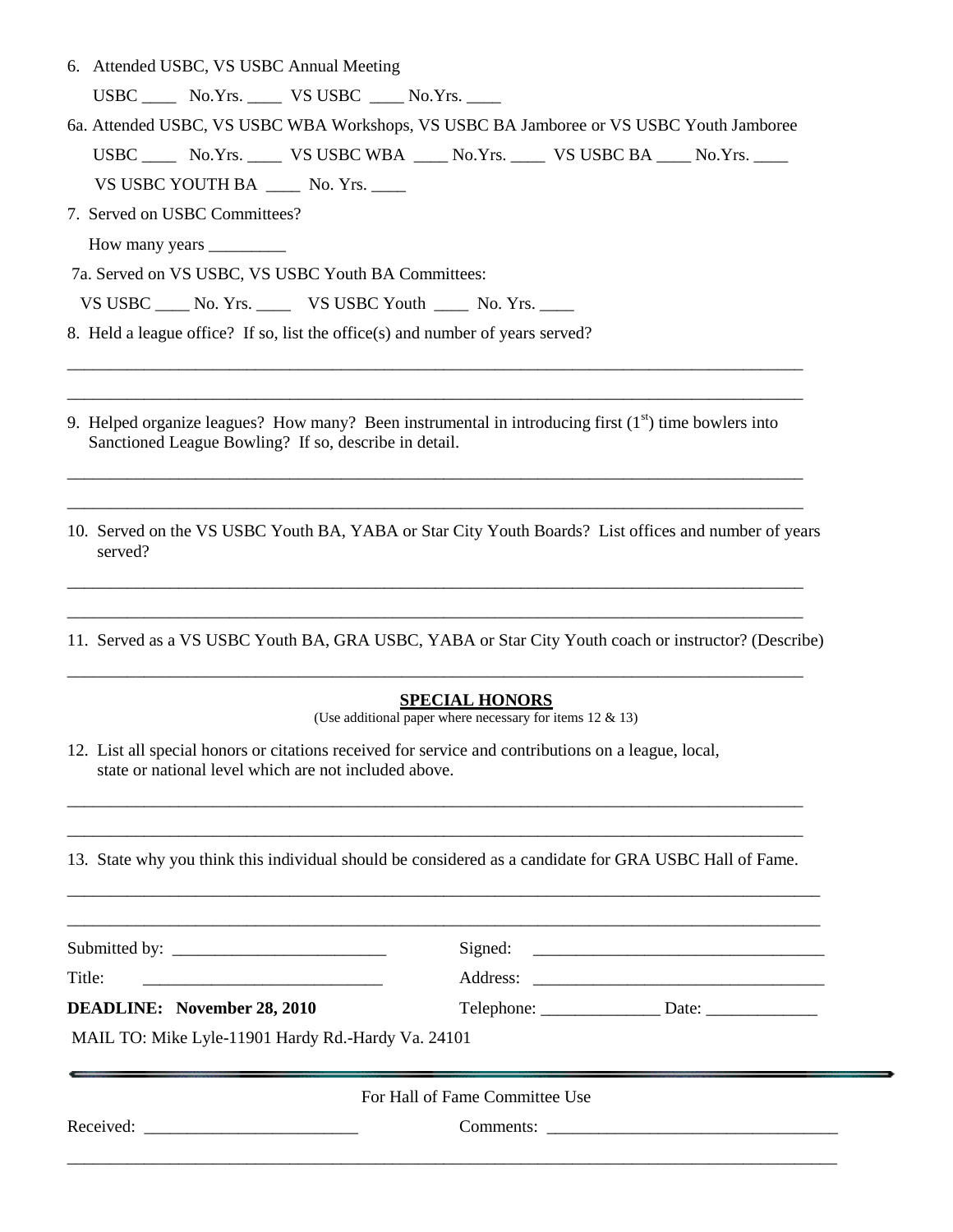6. Attended USBC, VS USBC Annual Meeting

   USBC ____ No.Yrs. ____ VS USBC ____ No.Yrs. ____

6a. Attended USBC, VS USBC WBA Workshops, VS USBC BA Jamboree or VS USBC Youth Jamboree

   USBC ____ No.Yrs. ____ VS USBC WBA ____ No.Yrs. ____ VS USBC BA ____ No.Yrs. ____

   VS USBC YOUTH BA ____ No. Yrs. ____

7. Served on USBC Committees?

   How many years _________

7a. Served on VS USBC, VS USBC Youth BA Committees:

   VS USBC ____ No. Yrs. ____ VS USBC Youth ____ No. Yrs. ____

8. Held a league office? If so, list the office(s) and number of years served?

_______________________________________________________________________________________

_______________________________________________________________________________________

9. Helped organize leagues? How many? Been instrumental in introducing first (1st) time bowlers into Sanctioned League Bowling? If so, describe in detail.

_______________________________________________________________________________________

_______________________________________________________________________________________

10. Served on the VS USBC Youth BA, YABA or Star City Youth Boards? List offices and number of years served?

_______________________________________________________________________________________

_______________________________________________________________________________________

11. Served as a VS USBC Youth BA, GRA USBC, YABA or Star City Youth coach or instructor? (Describe)

_______________________________________________________________________________________

## SPECIAL HONORS

(Use additional paper where necessary for items 12 & 13)

12. List all special honors or citations received for service and contributions on a league, local, state or national level which are not included above.

_______________________________________________________________________________________

_______________________________________________________________________________________

13. State why you think this individual should be considered as a candidate for GRA USBC Hall of Fame.

_______________________________________________________________________________________

_______________________________________________________________________________________

Submitted by: ________________________ Signed: __________________________________

Title: ___________________________ Address: __________________________________

**DEADLINE: November 28, 2010** Telephone: ______________ Date: _____________

MAIL TO: Mike Lyle-11901 Hardy Rd.-Hardy Va. 24101

---

For Hall of Fame Committee Use

Received: ________________________ Comments: _________________________________

_______________________________________________________________________________________